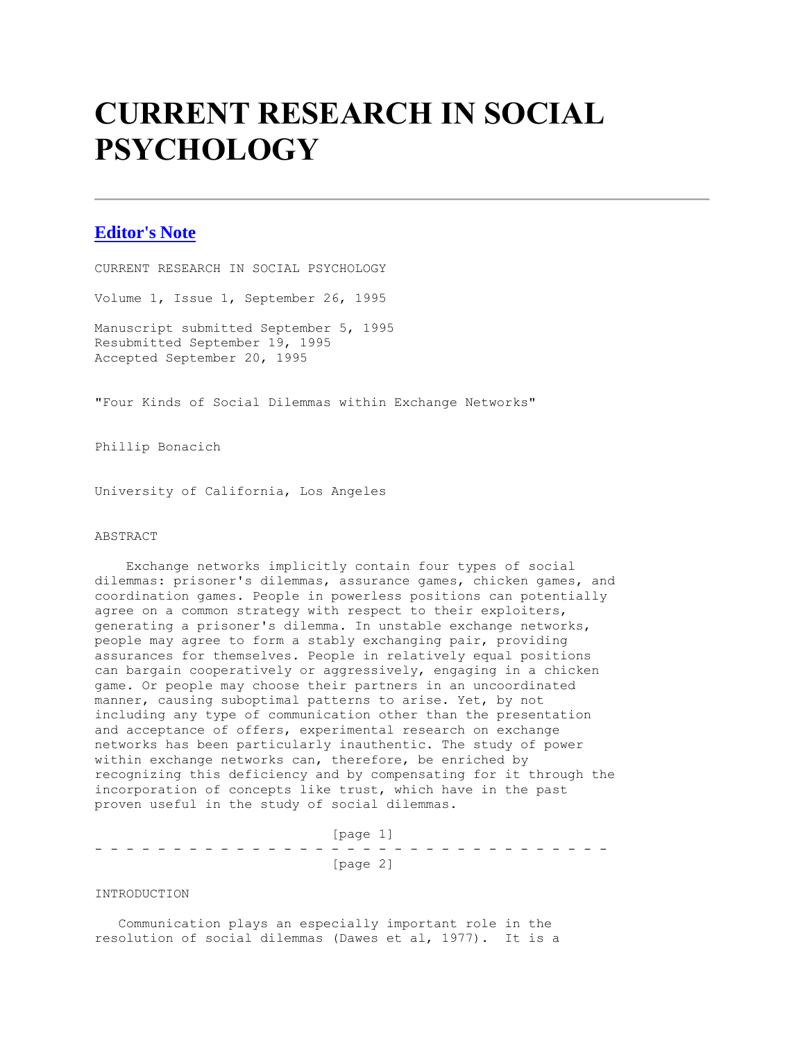# CURRENT RESEARCH IN SOCIAL PSYCHOLOGY

## Editor's Note

CURRENT RESEARCH IN SOCIAL PSYCHOLOGY

Volume 1, Issue 1, September 26, 1995

Manuscript submitted September 5, 1995
Resubmitted September 19, 1995
Accepted September 20, 1995

"Four Kinds of Social Dilemmas within Exchange Networks"

Phillip Bonacich

University of California, Los Angeles

ABSTRACT

Exchange networks implicitly contain four types of social dilemmas: prisoner's dilemmas, assurance games, chicken games, and coordination games. People in powerless positions can potentially agree on a common strategy with respect to their exploiters, generating a prisoner's dilemma. In unstable exchange networks, people may agree to form a stably exchanging pair, providing assurances for themselves. People in relatively equal positions can bargain cooperatively or aggressively, engaging in a chicken game. Or people may choose their partners in an uncoordinated manner, causing suboptimal patterns to arise. Yet, by not including any type of communication other than the presentation and acceptance of offers, experimental research on exchange networks has been particularly inauthentic. The study of power within exchange networks can, therefore, be enriched by recognizing this deficiency and by compensating for it through the incorporation of concepts like trust, which have in the past proven useful in the study of social dilemmas.

INTRODUCTION

Communication plays an especially important role in the resolution of social dilemmas (Dawes et al, 1977). It is a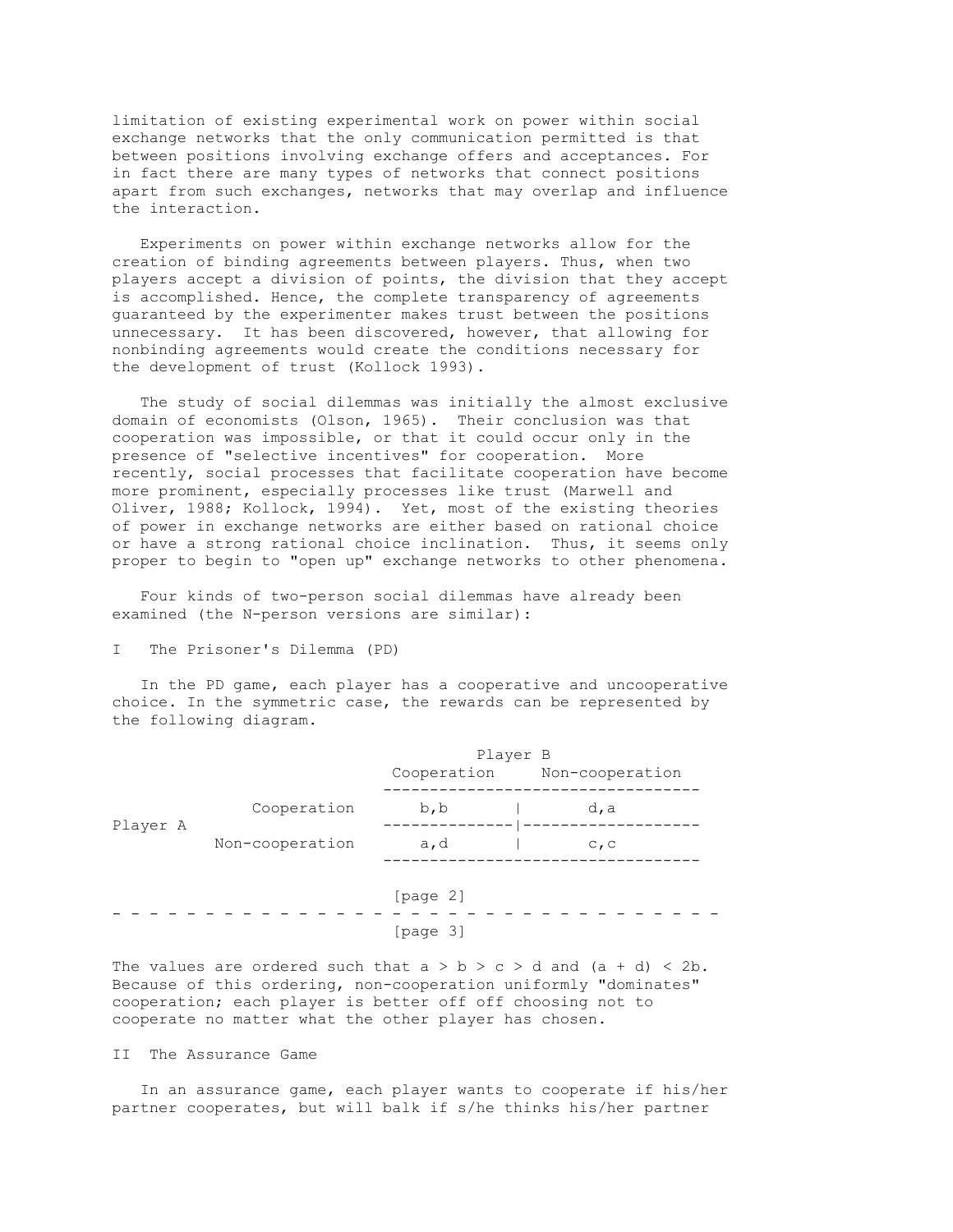limitation of existing experimental work on power within social exchange networks that the only communication permitted is that between positions involving exchange offers and acceptances. For in fact there are many types of networks that connect positions apart from such exchanges, networks that may overlap and influence the interaction.

Experiments on power within exchange networks allow for the creation of binding agreements between players. Thus, when two players accept a division of points, the division that they accept is accomplished. Hence, the complete transparency of agreements guaranteed by the experimenter makes trust between the positions unnecessary. It has been discovered, however, that allowing for nonbinding agreements would create the conditions necessary for the development of trust (Kollock 1993).

The study of social dilemmas was initially the almost exclusive domain of economists (Olson, 1965). Their conclusion was that cooperation was impossible, or that it could occur only in the presence of "selective incentives" for cooperation. More recently, social processes that facilitate cooperation have become more prominent, especially processes like trust (Marwell and Oliver, 1988; Kollock, 1994). Yet, most of the existing theories of power in exchange networks are either based on rational choice or have a strong rational choice inclination. Thus, it seems only proper to begin to "open up" exchange networks to other phenomena.

Four kinds of two-person social dilemmas have already been examined (the N-person versions are similar):

## I The Prisoner's Dilemma (PD)

In the PD game, each player has a cooperative and uncooperative choice. In the symmetric case, the rewards can be represented by the following diagram.

| | | Player B: Cooperation | Player B: Non-cooperation |
|---|---|---|---|
| Player A | Cooperation | b,b | d,a |
| | Non-cooperation | a,d | c,c |

The values are ordered such that $a > b > c > d$ and $(a + d) < 2b$. Because of this ordering, non-cooperation uniformly "dominates" cooperation; each player is better off off choosing not to cooperate no matter what the other player has chosen.

## II The Assurance Game

In an assurance game, each player wants to cooperate if his/her partner cooperates, but will balk if s/he thinks his/her partner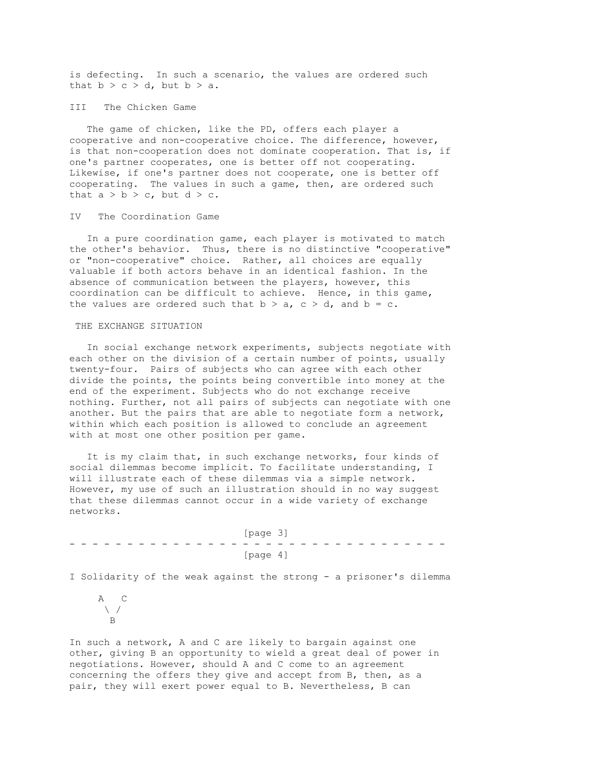is defecting. In such a scenario, the values are ordered such that $b > c > d$, but $b > a$.

## III The Chicken Game

The game of chicken, like the PD, offers each player a cooperative and non-cooperative choice. The difference, however, is that non-cooperation does not dominate cooperation. That is, if one's partner cooperates, one is better off not cooperating. Likewise, if one's partner does not cooperate, one is better off cooperating. The values in such a game, then, are ordered such that $a > b > c$, but $d > c$.

## IV The Coordination Game

In a pure coordination game, each player is motivated to match the other's behavior. Thus, there is no distinctive "cooperative" or "non-cooperative" choice. Rather, all choices are equally valuable if both actors behave in an identical fashion. In the absence of communication between the players, however, this coordination can be difficult to achieve. Hence, in this game, the values are ordered such that $b > a$, $c > d$, and $b = c$.

## THE EXCHANGE SITUATION

In social exchange network experiments, subjects negotiate with each other on the division of a certain number of points, usually twenty-four. Pairs of subjects who can agree with each other divide the points, the points being convertible into money at the end of the experiment. Subjects who do not exchange receive nothing. Further, not all pairs of subjects can negotiate with one another. But the pairs that are able to negotiate form a network, within which each position is allowed to conclude an agreement with at most one other position per game.

It is my claim that, in such exchange networks, four kinds of social dilemmas become implicit. To facilitate understanding, I will illustrate each of these dilemmas via a simple network. However, my use of such an illustration should in no way suggest that these dilemmas cannot occur in a wide variety of exchange networks.

## I Solidarity of the weak against the strong - a prisoner's dilemma

```
A   C
 \ /
  B
```

In such a network, A and C are likely to bargain against one other, giving B an opportunity to wield a great deal of power in negotiations. However, should A and C come to an agreement concerning the offers they give and accept from B, then, as a pair, they will exert power equal to B. Nevertheless, B can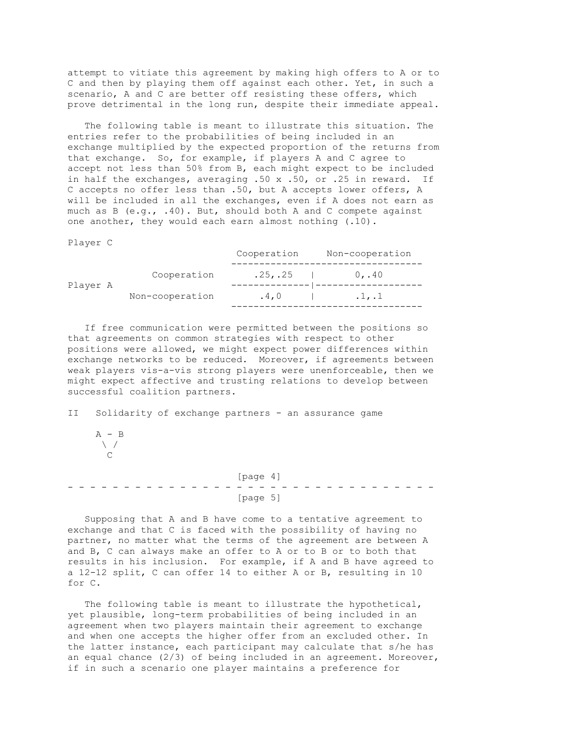attempt to vitiate this agreement by making high offers to A or to C and then by playing them off against each other. Yet, in such a scenario, A and C are better off resisting these offers, which prove detrimental in the long run, despite their immediate appeal.

The following table is meant to illustrate this situation. The entries refer to the probabilities of being included in an exchange multiplied by the expected proportion of the returns from that exchange. So, for example, if players A and C agree to accept not less than 50% from B, each might expect to be included in half the exchanges, averaging .50 x .50, or .25 in reward. If C accepts no offer less than .50, but A accepts lower offers, A will be included in all the exchanges, even if A does not earn as much as B (e.g., .40). But, should both A and C compete against one another, they would each earn almost nothing (.10).

Player C

| | | Cooperation | Non-cooperation |
|---|---|---|---|
| Player A | Cooperation | .25,.25 | 0,.40 |
| | Non-cooperation | .4,0 | .1,.1 |

If free communication were permitted between the positions so that agreements on common strategies with respect to other positions were allowed, we might expect power differences within exchange networks to be reduced. Moreover, if agreements between weak players vis-a-vis strong players were unenforceable, then we might expect affective and trusting relations to develop between successful coalition partners.

## II Solidarity of exchange partners - an assurance game

```
A - B
 \ /
  C
```

Supposing that A and B have come to a tentative agreement to exchange and that C is faced with the possibility of having no partner, no matter what the terms of the agreement are between A and B, C can always make an offer to A or to B or to both that results in his inclusion. For example, if A and B have agreed to a 12-12 split, C can offer 14 to either A or B, resulting in 10 for C.

The following table is meant to illustrate the hypothetical, yet plausible, long-term probabilities of being included in an agreement when two players maintain their agreement to exchange and when one accepts the higher offer from an excluded other. In the latter instance, each participant may calculate that s/he has an equal chance (2/3) of being included in an agreement. Moreover, if in such a scenario one player maintains a preference for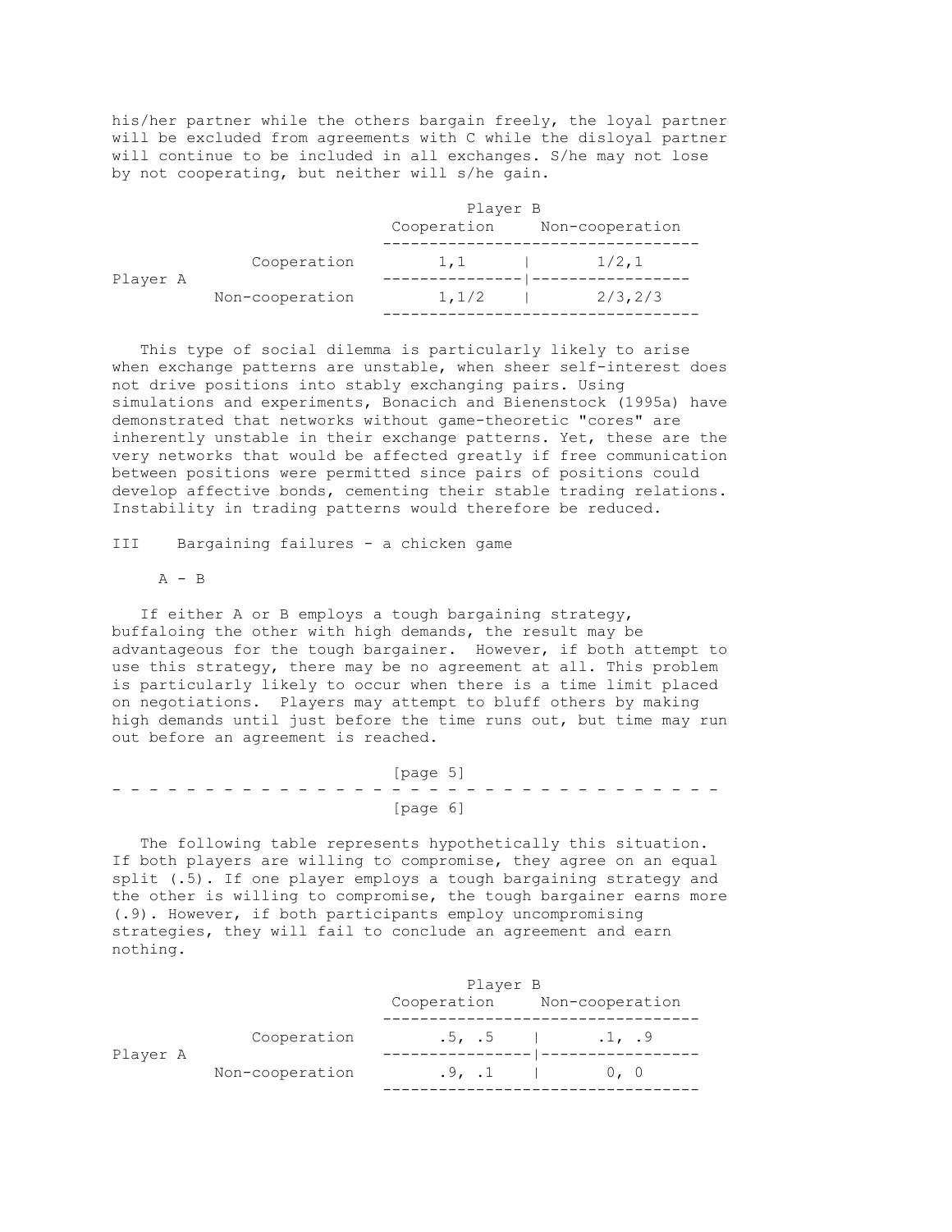his/her partner while the others bargain freely, the loyal partner will be excluded from agreements with C while the disloyal partner will continue to be included in all exchanges. S/he may not lose by not cooperating, but neither will s/he gain.

| | | Player B | |
|---|---|---|---|
| | | Cooperation | Non-cooperation |
| Player A | Cooperation | 1,1 | 1/2,1 |
| | Non-cooperation | 1,1/2 | 2/3,2/3 |

This type of social dilemma is particularly likely to arise when exchange patterns are unstable, when sheer self-interest does not drive positions into stably exchanging pairs. Using simulations and experiments, Bonacich and Bienenstock (1995a) have demonstrated that networks without game-theoretic "cores" are inherently unstable in their exchange patterns. Yet, these are the very networks that would be affected greatly if free communication between positions were permitted since pairs of positions could develop affective bonds, cementing their stable trading relations. Instability in trading patterns would therefore be reduced.

## III Bargaining failures - a chicken game

A - B

If either A or B employs a tough bargaining strategy, buffaloing the other with high demands, the result may be advantageous for the tough bargainer. However, if both attempt to use this strategy, there may be no agreement at all. This problem is particularly likely to occur when there is a time limit placed on negotiations. Players may attempt to bluff others by making high demands until just before the time runs out, but time may run out before an agreement is reached.

The following table represents hypothetically this situation. If both players are willing to compromise, they agree on an equal split (.5). If one player employs a tough bargaining strategy and the other is willing to compromise, the tough bargainer earns more (.9). However, if both participants employ uncompromising strategies, they will fail to conclude an agreement and earn nothing.

| | | Player B | |
|---|---|---|---|
| | | Cooperation | Non-cooperation |
| Player A | Cooperation | .5, .5 | .1, .9 |
| | Non-cooperation | .9, .1 | 0, 0 |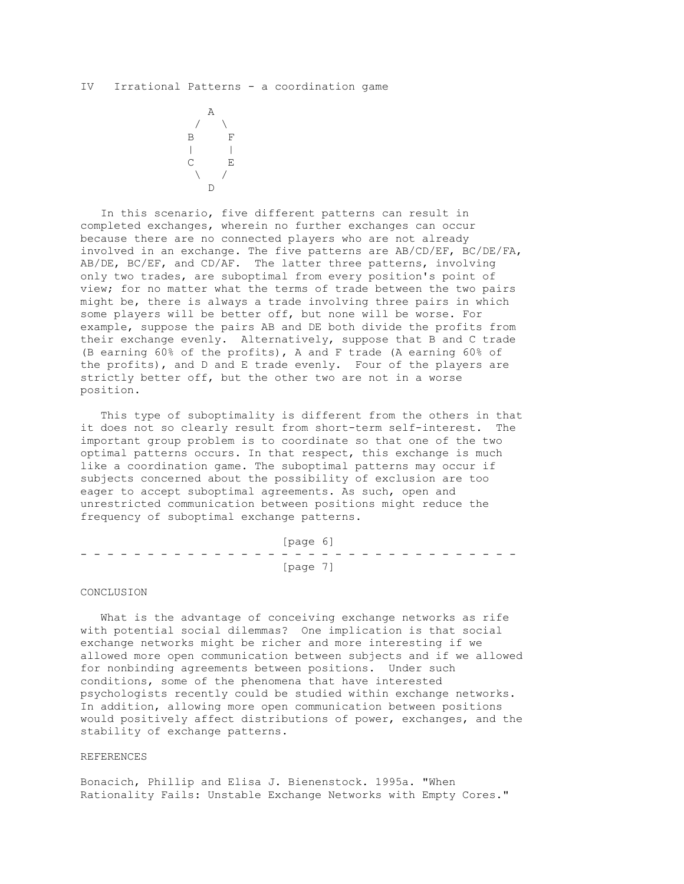## IV Irrational Patterns - a coordination game

```
       A
     /   \
    B     F
    |     |
    C     E
     \   /
       D
```

In this scenario, five different patterns can result in completed exchanges, wherein no further exchanges can occur because there are no connected players who are not already involved in an exchange. The five patterns are AB/CD/EF, BC/DE/FA, AB/DE, BC/EF, and CD/AF. The latter three patterns, involving only two trades, are suboptimal from every position's point of view; for no matter what the terms of trade between the two pairs might be, there is always a trade involving three pairs in which some players will be better off, but none will be worse. For example, suppose the pairs AB and DE both divide the profits from their exchange evenly. Alternatively, suppose that B and C trade (B earning 60% of the profits), A and F trade (A earning 60% of the profits), and D and E trade evenly. Four of the players are strictly better off, but the other two are not in a worse position.

This type of suboptimality is different from the others in that it does not so clearly result from short-term self-interest. The important group problem is to coordinate so that one of the two optimal patterns occurs. In that respect, this exchange is much like a coordination game. The suboptimal patterns may occur if subjects concerned about the possibility of exclusion are too eager to accept suboptimal agreements. As such, open and unrestricted communication between positions might reduce the frequency of suboptimal exchange patterns.

## CONCLUSION

What is the advantage of conceiving exchange networks as rife with potential social dilemmas? One implication is that social exchange networks might be richer and more interesting if we allowed more open communication between subjects and if we allowed for nonbinding agreements between positions. Under such conditions, some of the phenomena that have interested psychologists recently could be studied within exchange networks. In addition, allowing more open communication between positions would positively affect distributions of power, exchanges, and the stability of exchange patterns.

## REFERENCES

Bonacich, Phillip and Elisa J. Bienenstock. 1995a. "When Rationality Fails: Unstable Exchange Networks with Empty Cores."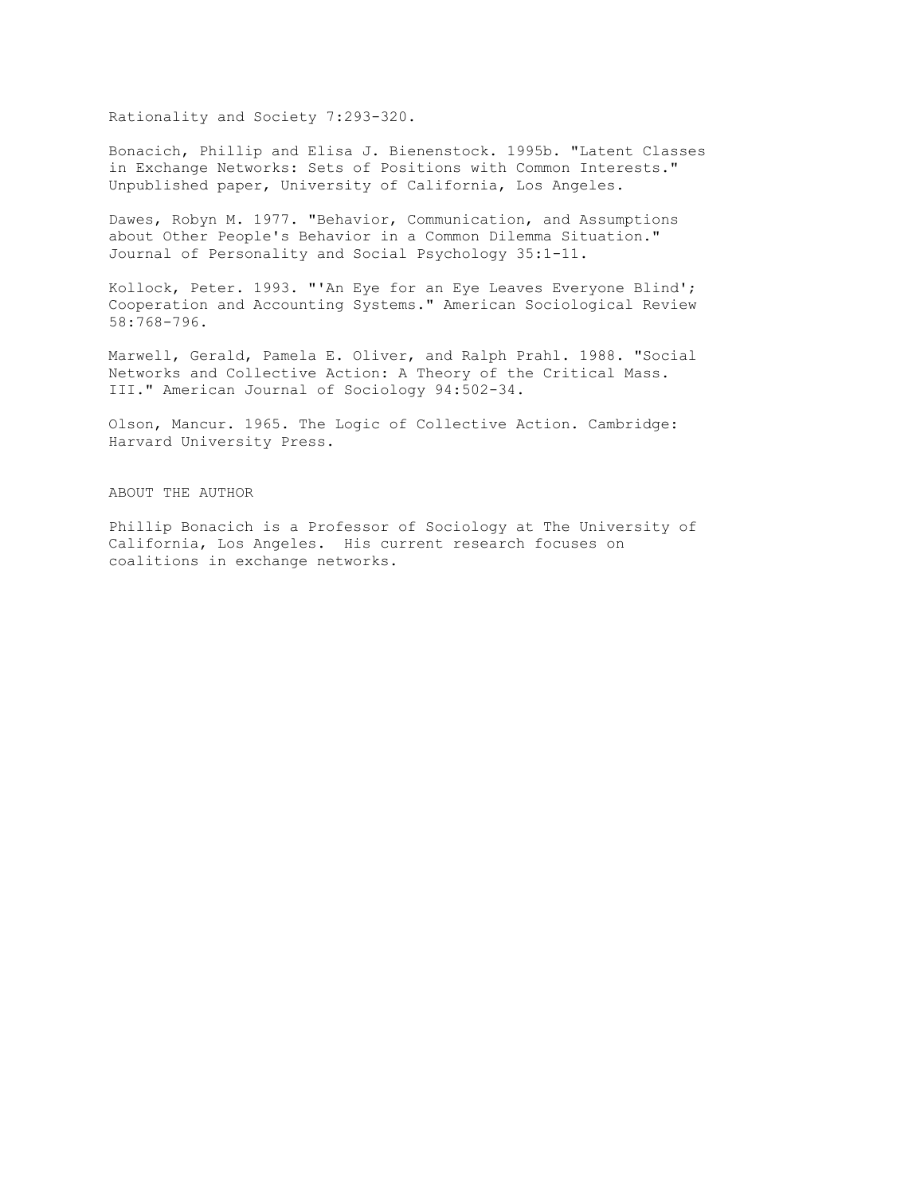Rationality and Society 7:293-320.

Bonacich, Phillip and Elisa J. Bienenstock. 1995b. "Latent Classes in Exchange Networks: Sets of Positions with Common Interests." Unpublished paper, University of California, Los Angeles.

Dawes, Robyn M. 1977. "Behavior, Communication, and Assumptions about Other People's Behavior in a Common Dilemma Situation." Journal of Personality and Social Psychology 35:1-11.

Kollock, Peter. 1993. "'An Eye for an Eye Leaves Everyone Blind'; Cooperation and Accounting Systems." American Sociological Review 58:768-796.

Marwell, Gerald, Pamela E. Oliver, and Ralph Prahl. 1988. "Social Networks and Collective Action: A Theory of the Critical Mass. III." American Journal of Sociology 94:502-34.

Olson, Mancur. 1965. The Logic of Collective Action. Cambridge: Harvard University Press.

## ABOUT THE AUTHOR

Phillip Bonacich is a Professor of Sociology at The University of California, Los Angeles. His current research focuses on coalitions in exchange networks.